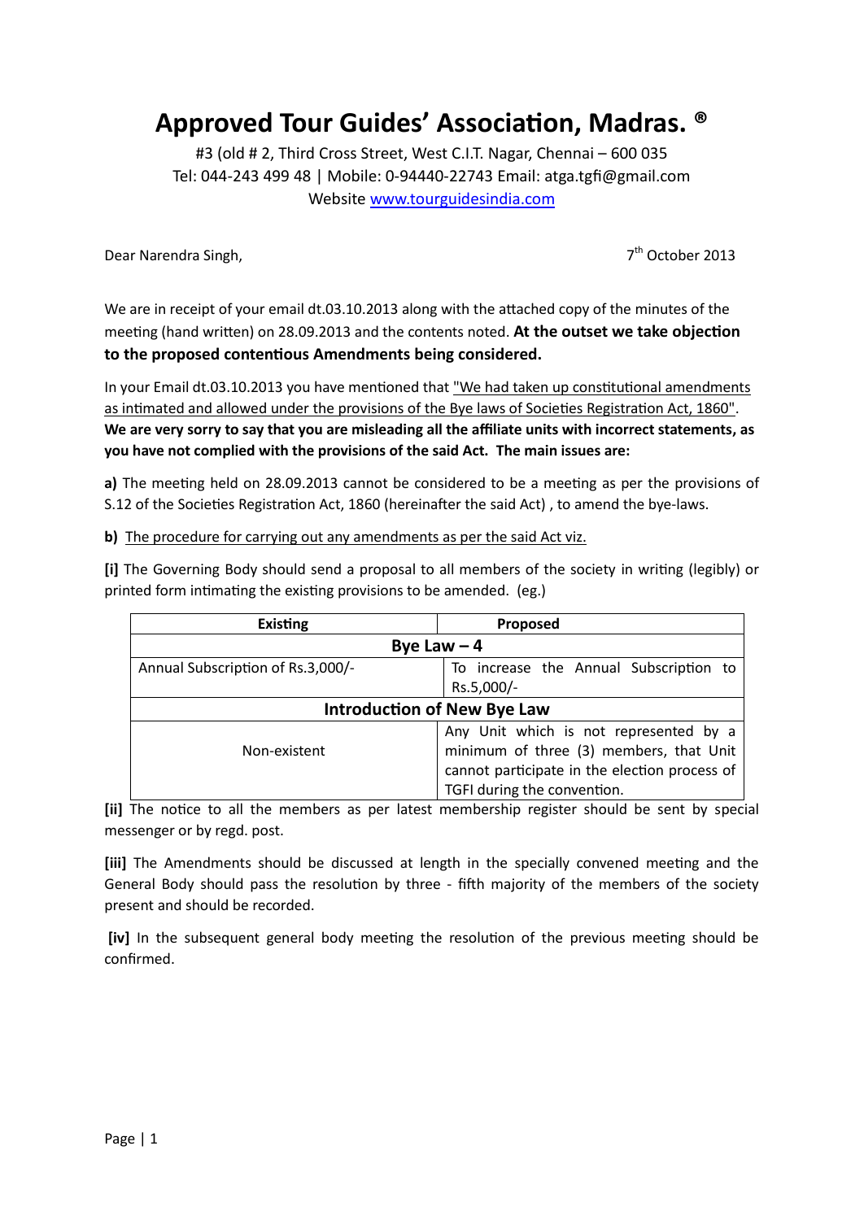# Approved Tour Guides' Association, Madras. ®

#3 (old # 2, Third Cross Street, West C.I.T. Nagar, Chennai – 600 035
Tel: 044-243 499 48 | Mobile: 0-94440-22743 Email: atga.tgfi@gmail.com
Website www.tourguidesindia.com

Dear Narendra Singh,

7th October 2013

We are in receipt of your email dt.03.10.2013 along with the attached copy of the minutes of the meeting (hand written) on 28.09.2013 and the contents noted. **At the outset we take objection to the proposed contentious Amendments being considered.**

In your Email dt.03.10.2013 you have mentioned that "We had taken up constitutional amendments as intimated and allowed under the provisions of the Bye laws of Societies Registration Act, 1860". **We are very sorry to say that you are misleading all the affiliate units with incorrect statements, as you have not complied with the provisions of the said Act. The main issues are:**

**a)** The meeting held on 28.09.2013 cannot be considered to be a meeting as per the provisions of S.12 of the Societies Registration Act, 1860 (hereinafter the said Act) , to amend the bye-laws.

**b)** The procedure for carrying out any amendments as per the said Act viz.

**[i]** The Governing Body should send a proposal to all members of the society in writing (legibly) or printed form intimating the existing provisions to be amended. (eg.)

| Existing | Proposed |
|---|---|
| **Bye Law – 4** | |
| Annual Subscription of Rs.3,000/- | To increase the Annual Subscription to Rs.5,000/- |
| **Introduction of New Bye Law** | |
| Non-existent | Any Unit which is not represented by a minimum of three (3) members, that Unit cannot participate in the election process of TGFI during the convention. |

**[ii]** The notice to all the members as per latest membership register should be sent by special messenger or by regd. post.

**[iii]** The Amendments should be discussed at length in the specially convened meeting and the General Body should pass the resolution by three - fifth majority of the members of the society present and should be recorded.

**[iv]** In the subsequent general body meeting the resolution of the previous meeting should be confirmed.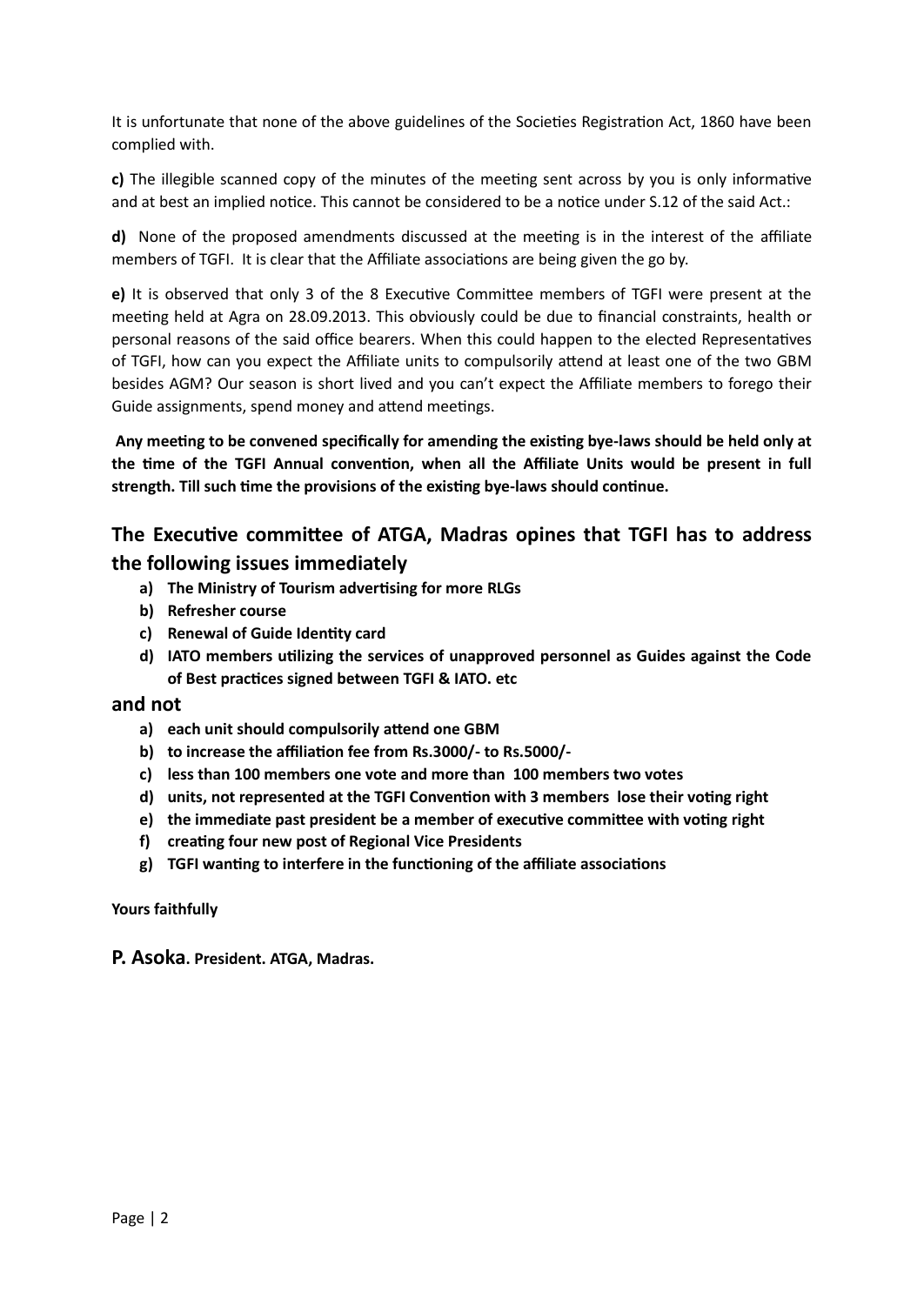It is unfortunate that none of the above guidelines of the Societies Registration Act, 1860 have been complied with.

**c)** The illegible scanned copy of the minutes of the meeting sent across by you is only informative and at best an implied notice. This cannot be considered to be a notice under S.12 of the said Act.:

**d)** None of the proposed amendments discussed at the meeting is in the interest of the affiliate members of TGFI. It is clear that the Affiliate associations are being given the go by.

**e)** It is observed that only 3 of the 8 Executive Committee members of TGFI were present at the meeting held at Agra on 28.09.2013. This obviously could be due to financial constraints, health or personal reasons of the said office bearers. When this could happen to the elected Representatives of TGFI, how can you expect the Affiliate units to compulsorily attend at least one of the two GBM besides AGM? Our season is short lived and you can't expect the Affiliate members to forego their Guide assignments, spend money and attend meetings.

**Any meeting to be convened specifically for amending the existing bye-laws should be held only at the time of the TGFI Annual convention, when all the Affiliate Units would be present in full strength. Till such time the provisions of the existing bye-laws should continue.**

## The Executive committee of ATGA, Madras opines that TGFI has to address the following issues immediately

a) **The Ministry of Tourism advertising for more RLGs**
b) **Refresher course**
c) **Renewal of Guide Identity card**
d) **IATO members utilizing the services of unapproved personnel as Guides against the Code of Best practices signed between TGFI & IATO. etc**

### and not

a) **each unit should compulsorily attend one GBM**
b) **to increase the affiliation fee from Rs.3000/- to Rs.5000/-**
c) **less than 100 members one vote and more than 100 members two votes**
d) **units, not represented at the TGFI Convention with 3 members lose their voting right**
e) **the immediate past president be a member of executive committee with voting right**
f) **creating four new post of Regional Vice Presidents**
g) **TGFI wanting to interfere in the functioning of the affiliate associations**

**Yours faithfully**

**P. Asoka. President. ATGA, Madras.**